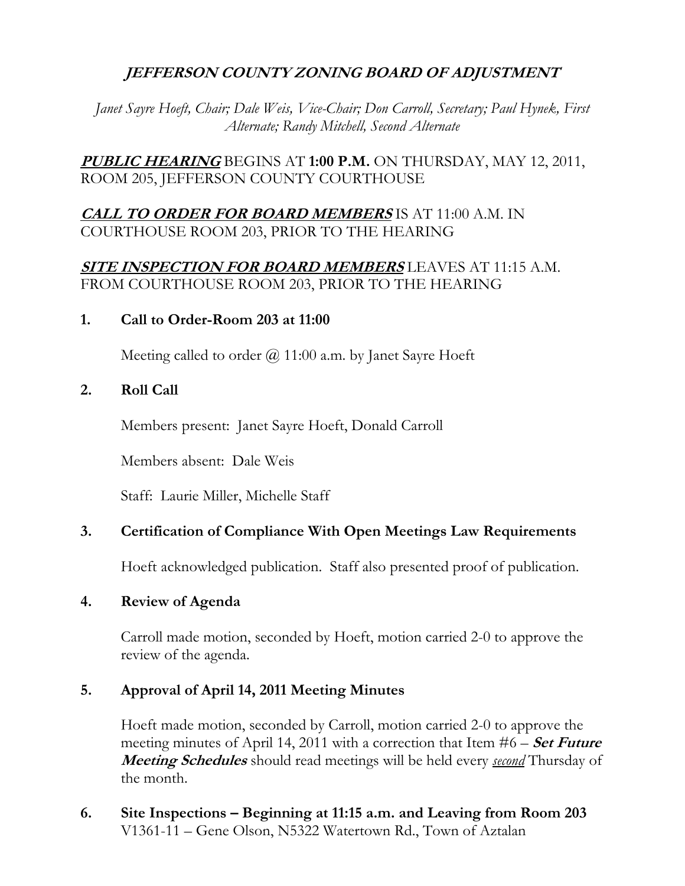# *JEFFERSON COUNTY ZONING BOARD OF ADJUSTMENT*

*Janet Sayre Hoeft, Chair; Dale Weis, Vice-Chair; Don Carroll, Secretary; Paul Hynek, First Alternate; Randy Mitchell, Second Alternate*

***PUBLIC HEARING*** BEGINS AT **1:00 P.M.** ON THURSDAY, MAY 12, 2011, ROOM 205, JEFFERSON COUNTY COURTHOUSE

***CALL TO ORDER FOR BOARD MEMBERS*** IS AT 11:00 A.M. IN COURTHOUSE ROOM 203, PRIOR TO THE HEARING

***SITE INSPECTION FOR BOARD MEMBERS*** LEAVES AT 11:15 A.M. FROM COURTHOUSE ROOM 203, PRIOR TO THE HEARING

**1. Call to Order-Room 203 at 11:00**

Meeting called to order @ 11:00 a.m. by Janet Sayre Hoeft

**2. Roll Call**

Members present: Janet Sayre Hoeft, Donald Carroll

Members absent: Dale Weis

Staff: Laurie Miller, Michelle Staff

**3. Certification of Compliance With Open Meetings Law Requirements**

Hoeft acknowledged publication. Staff also presented proof of publication.

**4. Review of Agenda**

Carroll made motion, seconded by Hoeft, motion carried 2-0 to approve the review of the agenda.

**5. Approval of April 14, 2011 Meeting Minutes**

Hoeft made motion, seconded by Carroll, motion carried 2-0 to approve the meeting minutes of April 14, 2011 with a correction that Item #6 – ***Set Future Meeting Schedules*** should read meetings will be held every ***second*** Thursday of the month.

**6. Site Inspections – Beginning at 11:15 a.m. and Leaving from Room 203**
V1361-11 – Gene Olson, N5322 Watertown Rd., Town of Aztalan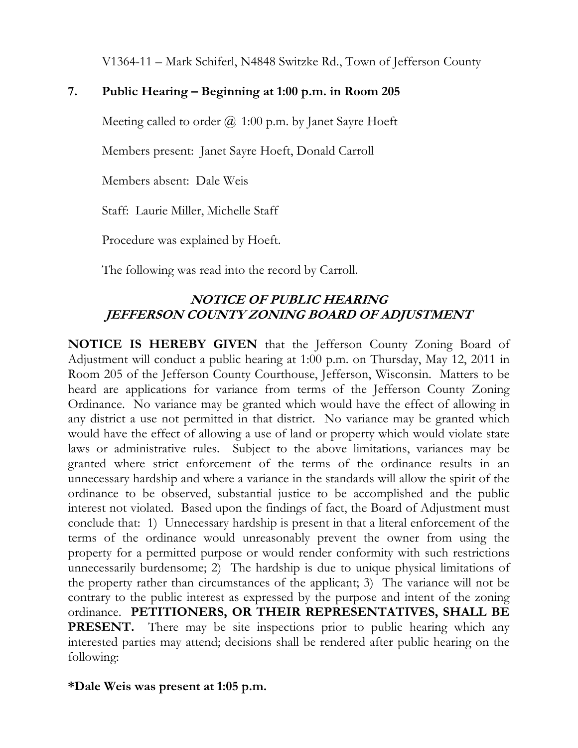V1364-11 – Mark Schiferl, N4848 Switzke Rd., Town of Jefferson County

## 7. Public Hearing – Beginning at 1:00 p.m. in Room 205

Meeting called to order @ 1:00 p.m. by Janet Sayre Hoeft

Members present: Janet Sayre Hoeft, Donald Carroll

Members absent: Dale Weis

Staff: Laurie Miller, Michelle Staff

Procedure was explained by Hoeft.

The following was read into the record by Carroll.

### *NOTICE OF PUBLIC HEARING*
### *JEFFERSON COUNTY ZONING BOARD OF ADJUSTMENT*

**NOTICE IS HEREBY GIVEN** that the Jefferson County Zoning Board of Adjustment will conduct a public hearing at 1:00 p.m. on Thursday, May 12, 2011 in Room 205 of the Jefferson County Courthouse, Jefferson, Wisconsin. Matters to be heard are applications for variance from terms of the Jefferson County Zoning Ordinance. No variance may be granted which would have the effect of allowing in any district a use not permitted in that district. No variance may be granted which would have the effect of allowing a use of land or property which would violate state laws or administrative rules. Subject to the above limitations, variances may be granted where strict enforcement of the terms of the ordinance results in an unnecessary hardship and where a variance in the standards will allow the spirit of the ordinance to be observed, substantial justice to be accomplished and the public interest not violated. Based upon the findings of fact, the Board of Adjustment must conclude that: 1) Unnecessary hardship is present in that a literal enforcement of the terms of the ordinance would unreasonably prevent the owner from using the property for a permitted purpose or would render conformity with such restrictions unnecessarily burdensome; 2) The hardship is due to unique physical limitations of the property rather than circumstances of the applicant; 3) The variance will not be contrary to the public interest as expressed by the purpose and intent of the zoning ordinance. **PETITIONERS, OR THEIR REPRESENTATIVES, SHALL BE PRESENT.** There may be site inspections prior to public hearing which any interested parties may attend; decisions shall be rendered after public hearing on the following:

**\*Dale Weis was present at 1:05 p.m.**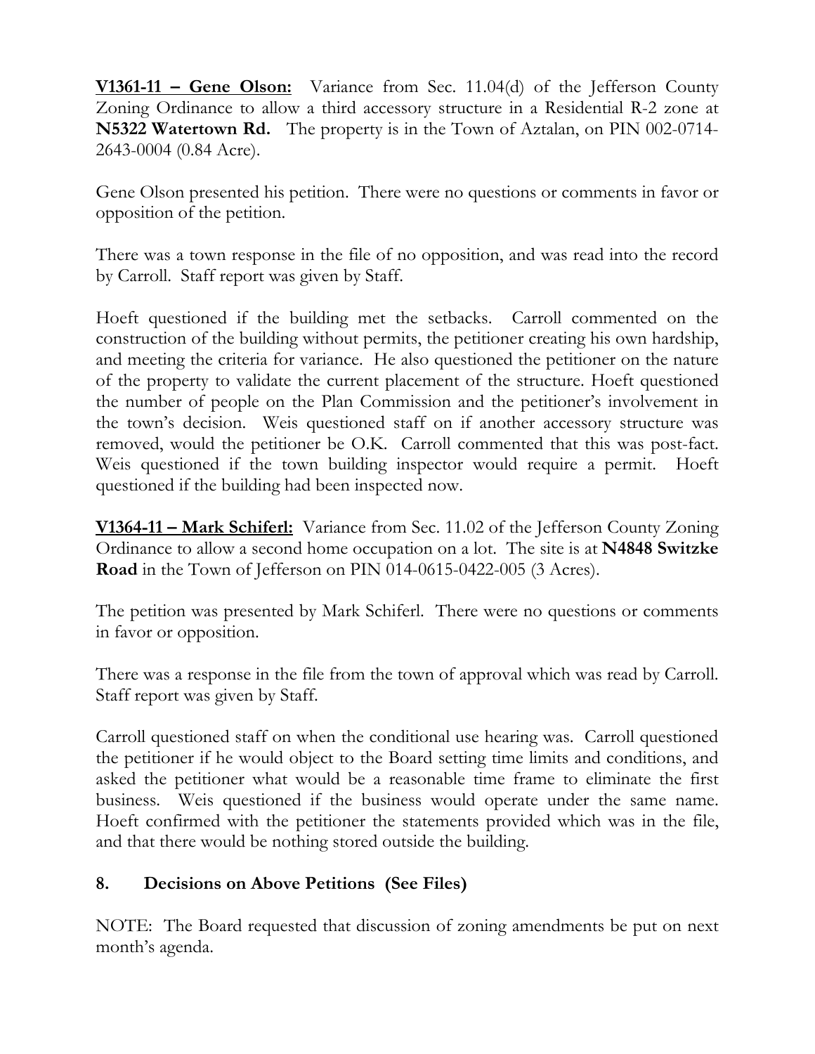**<u>V1361-11 – Gene Olson:</u>** Variance from Sec. 11.04(d) of the Jefferson County Zoning Ordinance to allow a third accessory structure in a Residential R-2 zone at **N5322 Watertown Rd.** The property is in the Town of Aztalan, on PIN 002-0714-2643-0004 (0.84 Acre).

Gene Olson presented his petition. There were no questions or comments in favor or opposition of the petition.

There was a town response in the file of no opposition, and was read into the record by Carroll. Staff report was given by Staff.

Hoeft questioned if the building met the setbacks. Carroll commented on the construction of the building without permits, the petitioner creating his own hardship, and meeting the criteria for variance. He also questioned the petitioner on the nature of the property to validate the current placement of the structure. Hoeft questioned the number of people on the Plan Commission and the petitioner's involvement in the town's decision. Weis questioned staff on if another accessory structure was removed, would the petitioner be O.K. Carroll commented that this was post-fact. Weis questioned if the town building inspector would require a permit. Hoeft questioned if the building had been inspected now.

**<u>V1364-11 – Mark Schiferl:</u>** Variance from Sec. 11.02 of the Jefferson County Zoning Ordinance to allow a second home occupation on a lot. The site is at **N4848 Switzke Road** in the Town of Jefferson on PIN 014-0615-0422-005 (3 Acres).

The petition was presented by Mark Schiferl. There were no questions or comments in favor or opposition.

There was a response in the file from the town of approval which was read by Carroll. Staff report was given by Staff.

Carroll questioned staff on when the conditional use hearing was. Carroll questioned the petitioner if he would object to the Board setting time limits and conditions, and asked the petitioner what would be a reasonable time frame to eliminate the first business. Weis questioned if the business would operate under the same name. Hoeft confirmed with the petitioner the statements provided which was in the file, and that there would be nothing stored outside the building.

## 8. Decisions on Above Petitions (See Files)

NOTE: The Board requested that discussion of zoning amendments be put on next month's agenda.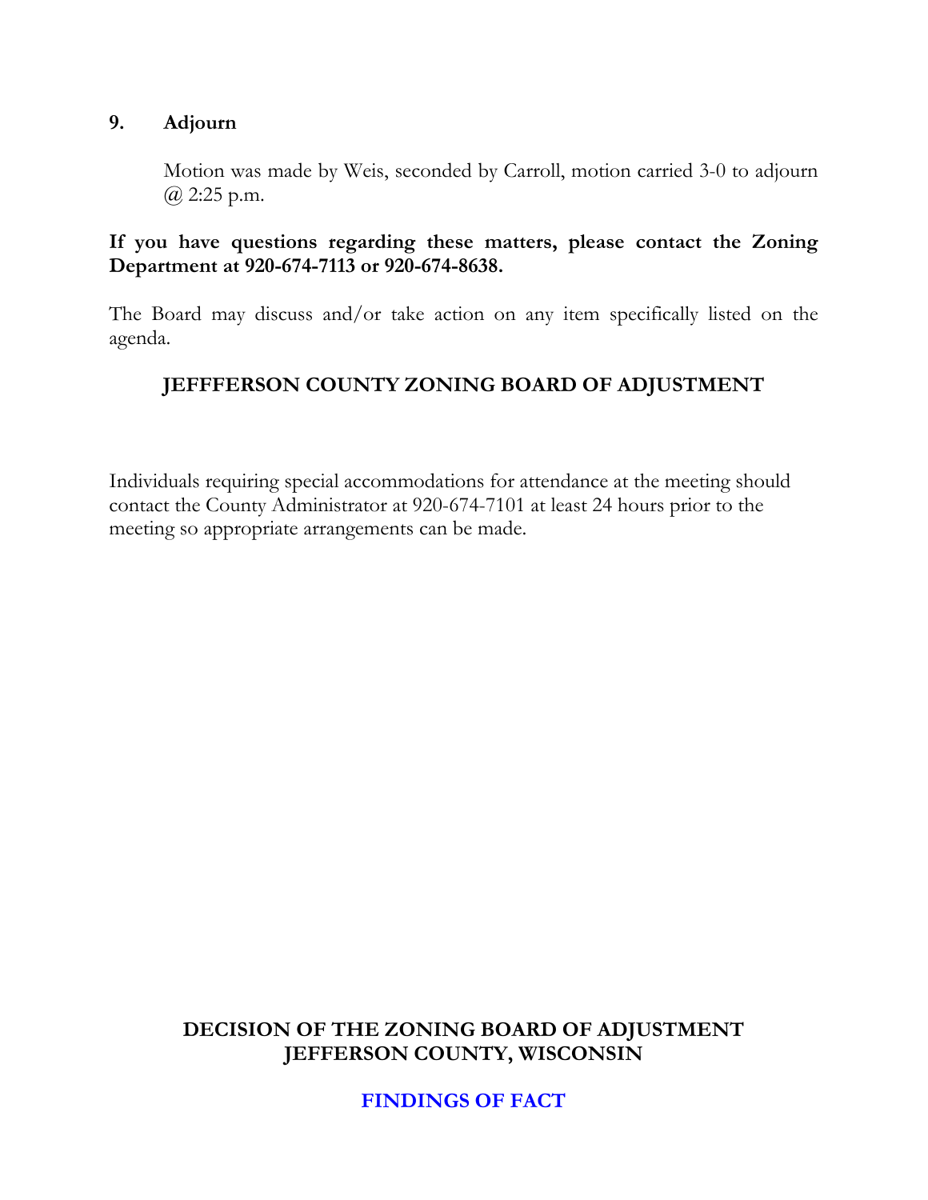## 9. Adjourn

Motion was made by Weis, seconded by Carroll, motion carried 3-0 to adjourn @ 2:25 p.m.

**If you have questions regarding these matters, please contact the Zoning Department at 920-674-7113 or 920-674-8638.**

The Board may discuss and/or take action on any item specifically listed on the agenda.

**JEFFFERSON COUNTY ZONING BOARD OF ADJUSTMENT**

Individuals requiring special accommodations for attendance at the meeting should contact the County Administrator at 920-674-7101 at least 24 hours prior to the meeting so appropriate arrangements can be made.

# DECISION OF THE ZONING BOARD OF ADJUSTMENT JEFFERSON COUNTY, WISCONSIN

## FINDINGS OF FACT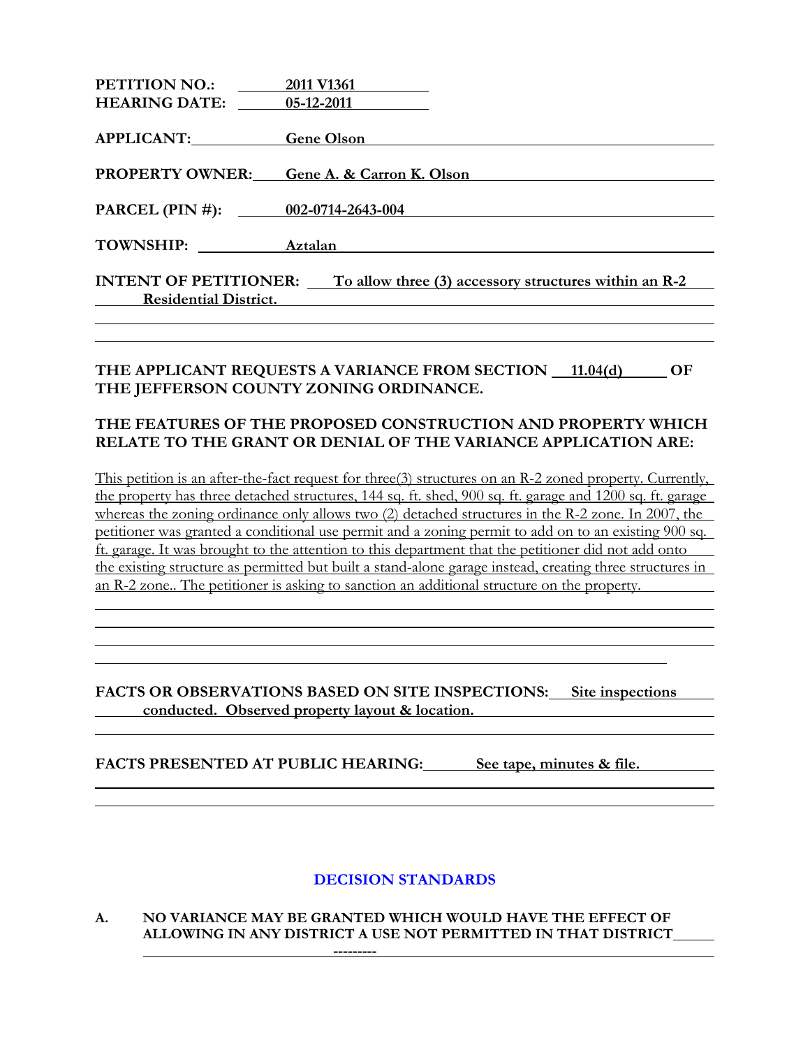**PETITION NO.:** 2011 V1361
**HEARING DATE:** 05-12-2011

**APPLICANT:** Gene Olson

**PROPERTY OWNER:** Gene A. & Carron K. Olson

**PARCEL (PIN #):** 002-0714-2643-004

**TOWNSHIP:** Aztalan

**INTENT OF PETITIONER:** To allow three (3) accessory structures within an R-2 Residential District.

**THE APPLICANT REQUESTS A VARIANCE FROM SECTION 11.04(d) OF THE JEFFERSON COUNTY ZONING ORDINANCE.**

**THE FEATURES OF THE PROPOSED CONSTRUCTION AND PROPERTY WHICH RELATE TO THE GRANT OR DENIAL OF THE VARIANCE APPLICATION ARE:**

This petition is an after-the-fact request for three(3) structures on an R-2 zoned property. Currently, the property has three detached structures, 144 sq. ft. shed, 900 sq. ft. garage and 1200 sq. ft. garage whereas the zoning ordinance only allows two (2) detached structures in the R-2 zone. In 2007, the petitioner was granted a conditional use permit and a zoning permit to add on to an existing 900 sq. ft. garage. It was brought to the attention to this department that the petitioner did not add onto the existing structure as permitted but built a stand-alone garage instead, creating three structures in an R-2 zone.. The petitioner is asking to sanction an additional structure on the property.

**FACTS OR OBSERVATIONS BASED ON SITE INSPECTIONS:** Site inspections conducted. Observed property layout & location.

**FACTS PRESENTED AT PUBLIC HEARING:** See tape, minutes & file.

## DECISION STANDARDS

**A. NO VARIANCE MAY BE GRANTED WHICH WOULD HAVE THE EFFECT OF ALLOWING IN ANY DISTRICT A USE NOT PERMITTED IN THAT DISTRICT**

---------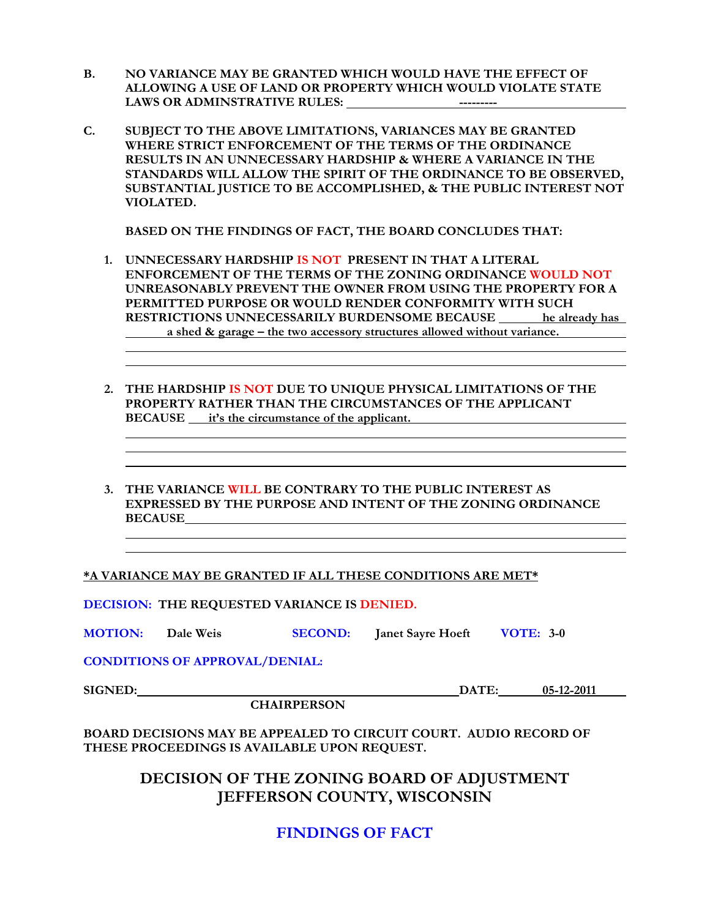**B. NO VARIANCE MAY BE GRANTED WHICH WOULD HAVE THE EFFECT OF ALLOWING A USE OF LAND OR PROPERTY WHICH WOULD VIOLATE STATE LAWS OR ADMINSTRATIVE RULES:** ---------

**C. SUBJECT TO THE ABOVE LIMITATIONS, VARIANCES MAY BE GRANTED WHERE STRICT ENFORCEMENT OF THE TERMS OF THE ORDINANCE RESULTS IN AN UNNECESSARY HARDSHIP & WHERE A VARIANCE IN THE STANDARDS WILL ALLOW THE SPIRIT OF THE ORDINANCE TO BE OBSERVED, SUBSTANTIAL JUSTICE TO BE ACCOMPLISHED, & THE PUBLIC INTEREST NOT VIOLATED.**

**BASED ON THE FINDINGS OF FACT, THE BOARD CONCLUDES THAT:**

1. **UNNECESSARY HARDSHIP IS NOT PRESENT IN THAT A LITERAL ENFORCEMENT OF THE TERMS OF THE ZONING ORDINANCE WOULD NOT UNREASONABLY PREVENT THE OWNER FROM USING THE PROPERTY FOR A PERMITTED PURPOSE OR WOULD RENDER CONFORMITY WITH SUCH RESTRICTIONS UNNECESSARILY BURDENSOME BECAUSE** he already has a shed & garage – the two accessory structures allowed without variance.

2. **THE HARDSHIP IS NOT DUE TO UNIQUE PHYSICAL LIMITATIONS OF THE PROPERTY RATHER THAN THE CIRCUMSTANCES OF THE APPLICANT BECAUSE** it's the circumstance of the applicant.

3. **THE VARIANCE WILL BE CONTRARY TO THE PUBLIC INTEREST AS EXPRESSED BY THE PURPOSE AND INTENT OF THE ZONING ORDINANCE BECAUSE**

**\*A VARIANCE MAY BE GRANTED IF ALL THESE CONDITIONS ARE MET\***

**DECISION: THE REQUESTED VARIANCE IS DENIED.**

**MOTION:** Dale Weis **SECOND:** Janet Sayre Hoeft **VOTE:** 3-0

**CONDITIONS OF APPROVAL/DENIAL:**

**SIGNED:** ______________________ **DATE:** 05-12-2011
**CHAIRPERSON**

**BOARD DECISIONS MAY BE APPEALED TO CIRCUIT COURT. AUDIO RECORD OF THESE PROCEEDINGS IS AVAILABLE UPON REQUEST.**

## DECISION OF THE ZONING BOARD OF ADJUSTMENT
## JEFFERSON COUNTY, WISCONSIN

## FINDINGS OF FACT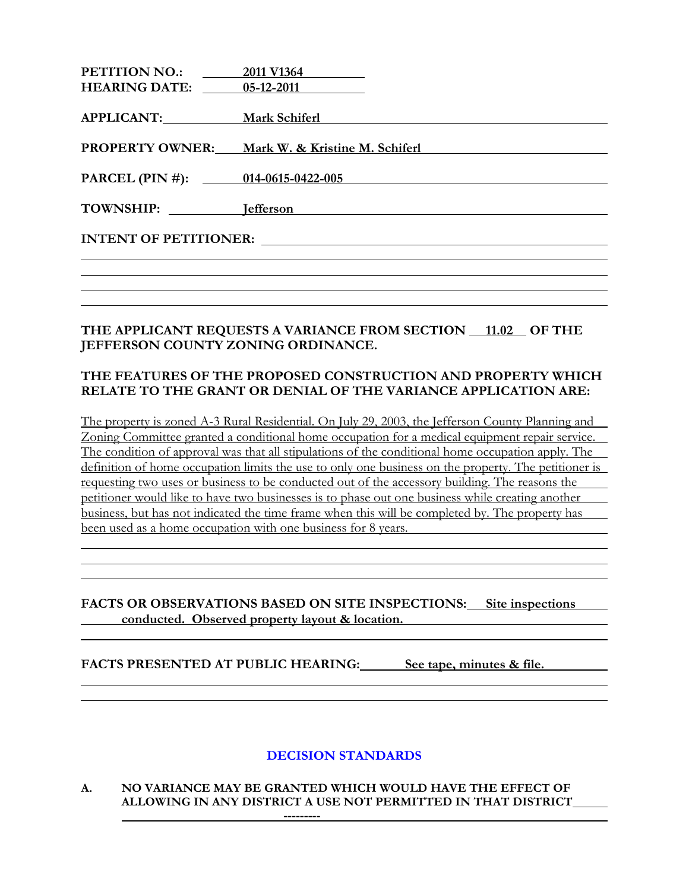**PETITION NO.:** 2011 V1364
**HEARING DATE:** 05-12-2011

**APPLICANT:** Mark Schiferl

**PROPERTY OWNER:** Mark W. & Kristine M. Schiferl

**PARCEL (PIN #):** 014-0615-0422-005

**TOWNSHIP:** Jefferson

**INTENT OF PETITIONER:**

**THE APPLICANT REQUESTS A VARIANCE FROM SECTION 11.02 OF THE JEFFERSON COUNTY ZONING ORDINANCE.**

**THE FEATURES OF THE PROPOSED CONSTRUCTION AND PROPERTY WHICH RELATE TO THE GRANT OR DENIAL OF THE VARIANCE APPLICATION ARE:**

The property is zoned A-3 Rural Residential. On July 29, 2003, the Jefferson County Planning and Zoning Committee granted a conditional home occupation for a medical equipment repair service. The condition of approval was that all stipulations of the conditional home occupation apply. The definition of home occupation limits the use to only one business on the property. The petitioner is requesting two uses or business to be conducted out of the accessory building. The reasons the petitioner would like to have two businesses is to phase out one business while creating another business, but has not indicated the time frame when this will be completed by. The property has been used as a home occupation with one business for 8 years.

**FACTS OR OBSERVATIONS BASED ON SITE INSPECTIONS:** **Site inspections conducted. Observed property layout & location.**

**FACTS PRESENTED AT PUBLIC HEARING:** **See tape, minutes & file.**

## DECISION STANDARDS

**A. NO VARIANCE MAY BE GRANTED WHICH WOULD HAVE THE EFFECT OF ALLOWING IN ANY DISTRICT A USE NOT PERMITTED IN THAT DISTRICT**

---------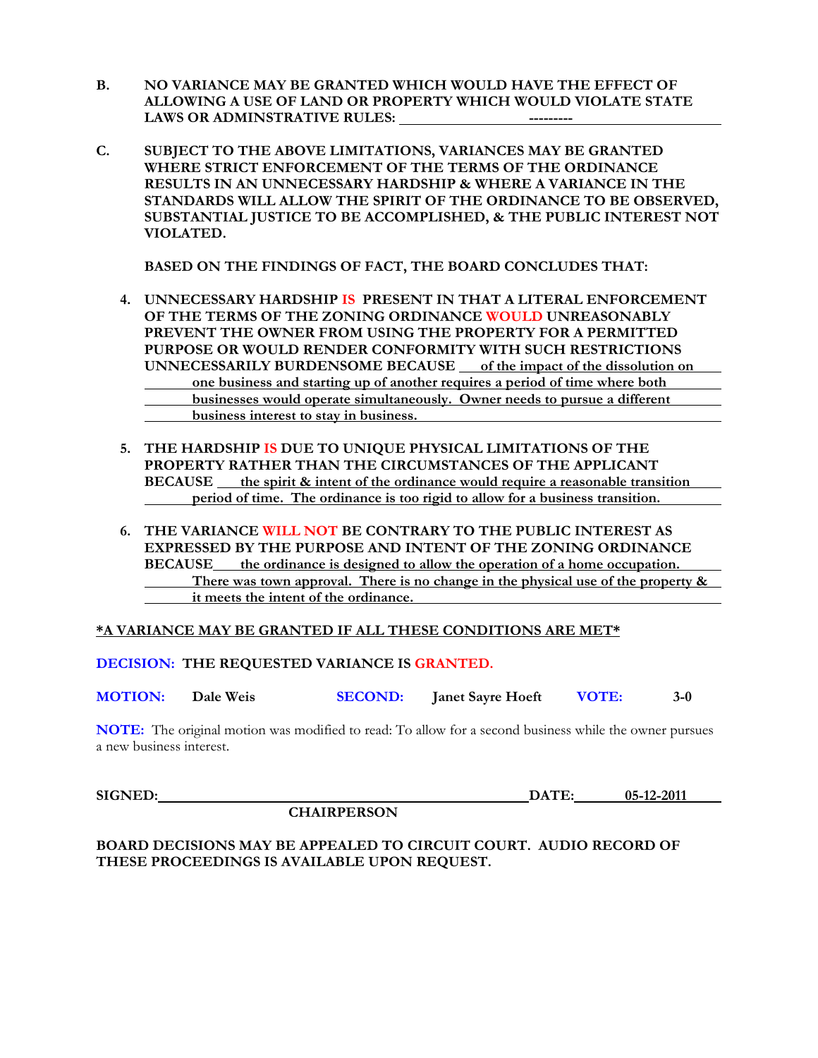B. **NO VARIANCE MAY BE GRANTED WHICH WOULD HAVE THE EFFECT OF ALLOWING A USE OF LAND OR PROPERTY WHICH WOULD VIOLATE STATE LAWS OR ADMINSTRATIVE RULES:** ---------

C. **SUBJECT TO THE ABOVE LIMITATIONS, VARIANCES MAY BE GRANTED WHERE STRICT ENFORCEMENT OF THE TERMS OF THE ORDINANCE RESULTS IN AN UNNECESSARY HARDSHIP & WHERE A VARIANCE IN THE STANDARDS WILL ALLOW THE SPIRIT OF THE ORDINANCE TO BE OBSERVED, SUBSTANTIAL JUSTICE TO BE ACCOMPLISHED, & THE PUBLIC INTEREST NOT VIOLATED.**

**BASED ON THE FINDINGS OF FACT, THE BOARD CONCLUDES THAT:**

4. **UNNECESSARY HARDSHIP IS PRESENT IN THAT A LITERAL ENFORCEMENT OF THE TERMS OF THE ZONING ORDINANCE WOULD UNREASONABLY PREVENT THE OWNER FROM USING THE PROPERTY FOR A PERMITTED PURPOSE OR WOULD RENDER CONFORMITY WITH SUCH RESTRICTIONS UNNECESSARILY BURDENSOME BECAUSE** of the impact of the dissolution on one business and starting up of another requires a period of time where both businesses would operate simultaneously. Owner needs to pursue a different business interest to stay in business.

5. **THE HARDSHIP IS DUE TO UNIQUE PHYSICAL LIMITATIONS OF THE PROPERTY RATHER THAN THE CIRCUMSTANCES OF THE APPLICANT BECAUSE** the spirit & intent of the ordinance would require a reasonable transition period of time. The ordinance is too rigid to allow for a business transition.

6. **THE VARIANCE WILL NOT BE CONTRARY TO THE PUBLIC INTEREST AS EXPRESSED BY THE PURPOSE AND INTENT OF THE ZONING ORDINANCE BECAUSE** the ordinance is designed to allow the operation of a home occupation. There was town approval. There is no change in the physical use of the property & it meets the intent of the ordinance.

***A VARIANCE MAY BE GRANTED IF ALL THESE CONDITIONS ARE MET***

**DECISION: THE REQUESTED VARIANCE IS GRANTED.**

**MOTION:** Dale Weis **SECOND:** Janet Sayre Hoeft **VOTE:** 3-0

**NOTE:** The original motion was modified to read: To allow for a second business while the owner pursues a new business interest.

**SIGNED:** ______________________________ **DATE:** 05-12-2011

**CHAIRPERSON**

**BOARD DECISIONS MAY BE APPEALED TO CIRCUIT COURT. AUDIO RECORD OF THESE PROCEEDINGS IS AVAILABLE UPON REQUEST.**